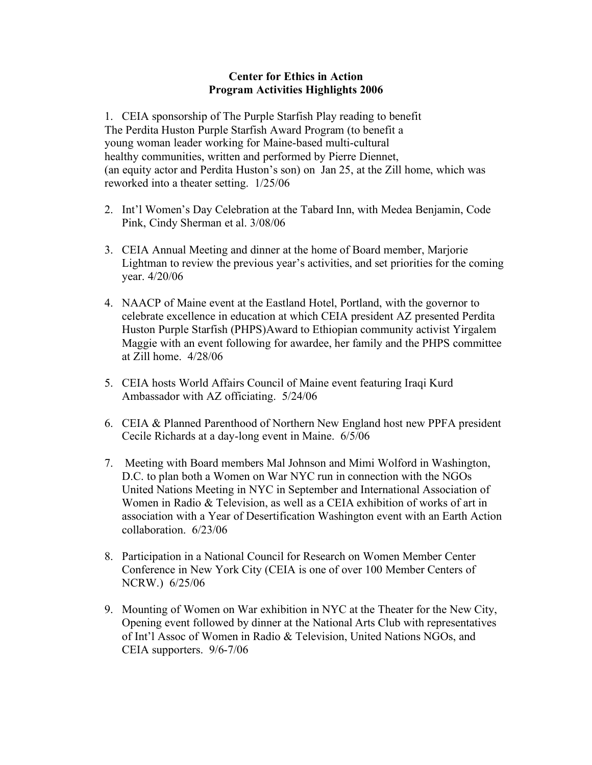**Center for Ethics in Action**
**Program Activities Highlights 2006**

1. CEIA sponsorship of The Purple Starfish Play reading to benefit The Perdita Huston Purple Starfish Award Program (to benefit a young woman leader working for Maine-based multi-cultural healthy communities, written and performed by Pierre Diennet, (an equity actor and Perdita Huston's son) on Jan 25, at the Zill home, which was reworked into a theater setting. 1/25/06

2. Int'l Women's Day Celebration at the Tabard Inn, with Medea Benjamin, Code Pink, Cindy Sherman et al. 3/08/06

3. CEIA Annual Meeting and dinner at the home of Board member, Marjorie Lightman to review the previous year's activities, and set priorities for the coming year. 4/20/06

4. NAACP of Maine event at the Eastland Hotel, Portland, with the governor to celebrate excellence in education at which CEIA president AZ presented Perdita Huston Purple Starfish (PHPS)Award to Ethiopian community activist Yirgalem Maggie with an event following for awardee, her family and the PHPS committee at Zill home. 4/28/06

5. CEIA hosts World Affairs Council of Maine event featuring Iraqi Kurd Ambassador with AZ officiating. 5/24/06

6. CEIA & Planned Parenthood of Northern New England host new PPFA president Cecile Richards at a day-long event in Maine. 6/5/06

7. Meeting with Board members Mal Johnson and Mimi Wolford in Washington, D.C. to plan both a Women on War NYC run in connection with the NGOs United Nations Meeting in NYC in September and International Association of Women in Radio & Television, as well as a CEIA exhibition of works of art in association with a Year of Desertification Washington event with an Earth Action collaboration. 6/23/06

8. Participation in a National Council for Research on Women Member Center Conference in New York City (CEIA is one of over 100 Member Centers of NCRW.) 6/25/06

9. Mounting of Women on War exhibition in NYC at the Theater for the New City, Opening event followed by dinner at the National Arts Club with representatives of Int'l Assoc of Women in Radio & Television, United Nations NGOs, and CEIA supporters. 9/6-7/06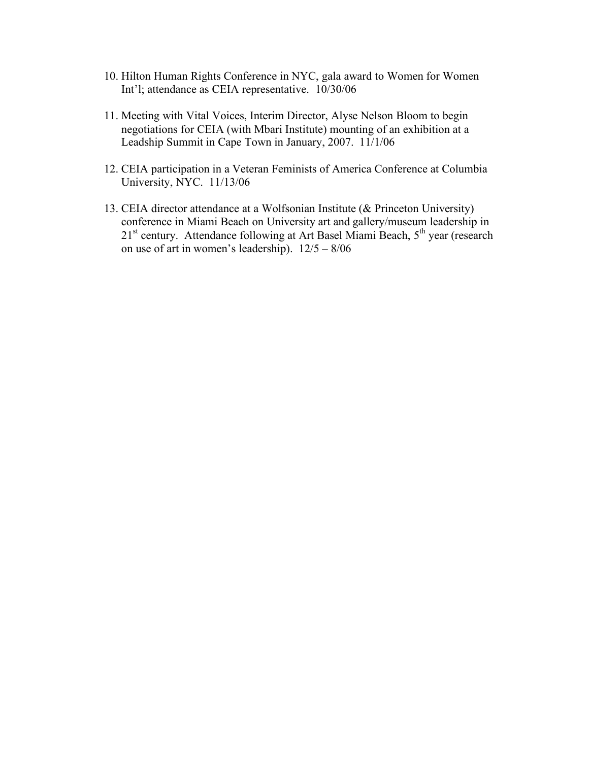10. Hilton Human Rights Conference in NYC, gala award to Women for Women Int'l; attendance as CEIA representative. 10/30/06

11. Meeting with Vital Voices, Interim Director, Alyse Nelson Bloom to begin negotiations for CEIA (with Mbari Institute) mounting of an exhibition at a Leadship Summit in Cape Town in January, 2007. 11/1/06

12. CEIA participation in a Veteran Feminists of America Conference at Columbia University, NYC. 11/13/06

13. CEIA director attendance at a Wolfsonian Institute (& Princeton University) conference in Miami Beach on University art and gallery/museum leadership in 21st century. Attendance following at Art Basel Miami Beach, 5th year (research on use of art in women's leadership). 12/5 – 8/06